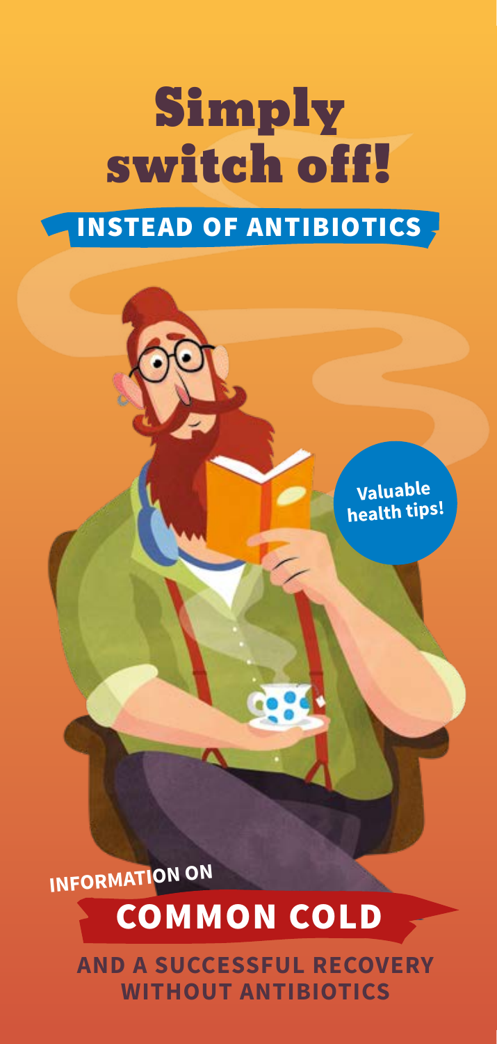# Simply switch off!

## INSTEAD OF ANTIBIOTICS

**Valuable health tips!**

INFORMATION ON

## COMMON COLD

**AND A SUCCESSFUL RECOVERY WITHOUT ANTIBIOTICS**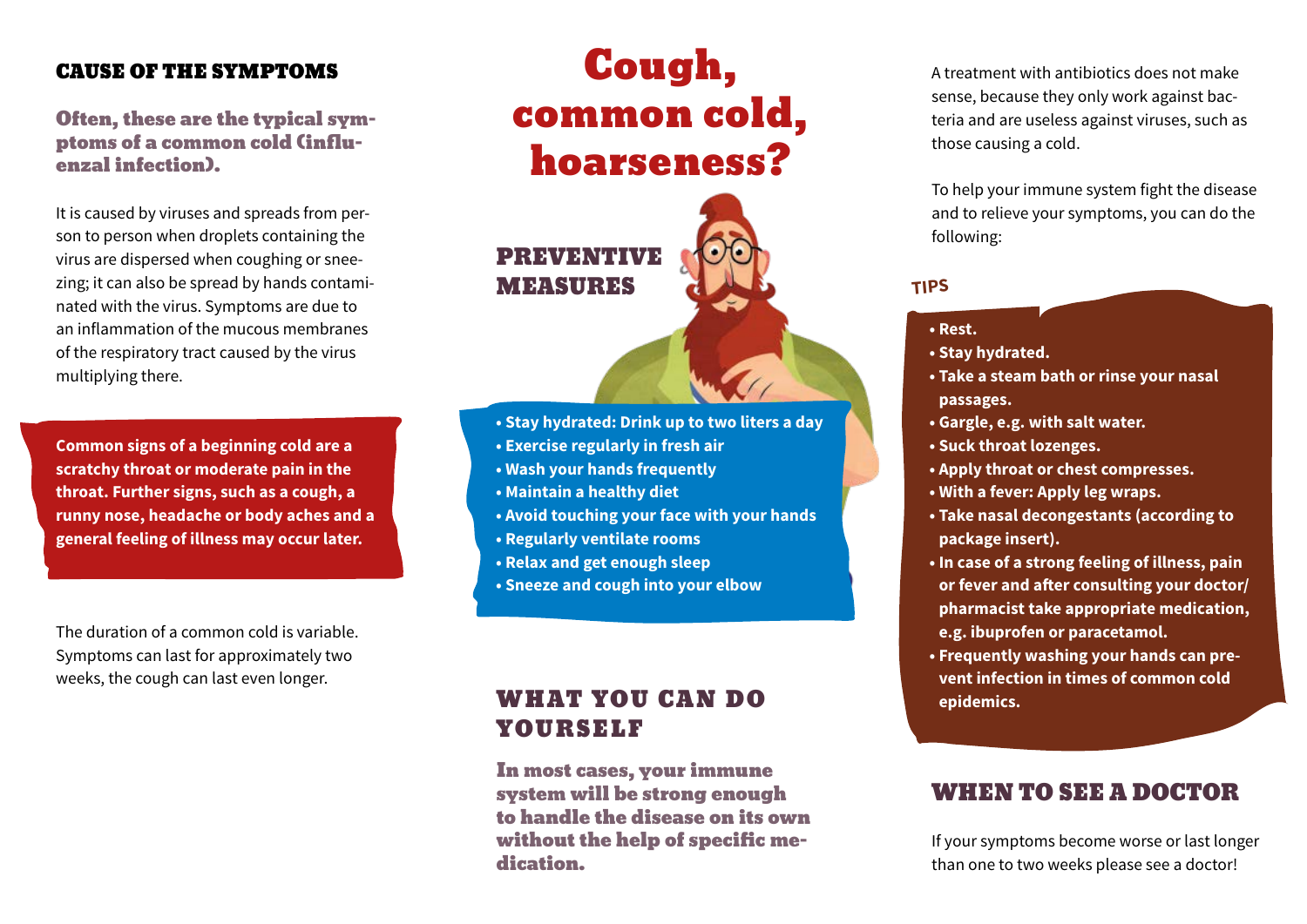## CAUSE OF THE SYMPTOMS

### Often, these are the typical symptoms of a common cold (influenzal infection).

It is caused by viruses and spreads from person to person when droplets containing the virus are dispersed when coughing or sneezing; it can also be spread by hands contaminated with the virus. Symptoms are due to an inflammation of the mucous membranes of the respiratory tract caused by the virus multiplying there.

**Common signs of a beginning cold are a scratchy throat or moderate pain in the throat. Further signs, such as a cough, a runny nose, headache or body aches and a general feeling of illness may occur later.**

The duration of a common cold is variable. Symptoms can last for approximately two weeks, the cough can last even longer.

# Cough, common cold, hoarseness?

## PREVENTIVE MEASURES

- **Stay hydrated: Drink up to two liters a day**
- **Exercise regularly in fresh air**
- **Wash your hands frequently**
- **Maintain a healthy diet**
- **Avoid touching your face with your hands**
- **Regularly ventilate rooms**
- **Relax and get enough sleep**
- **Sneeze and cough into your elbow**

## WHAT YOU CAN DO YOURSELF

### In most cases, your immune system will be strong enough to handle the disease on its own without the help of specific medication.

A treatment with antibiotics does not make sense, because they only work against bacteria and are useless against viruses, such as those causing a cold.

To help your immune system fight the disease and to relieve your symptoms, you can do the following:

### TIPS

- **Rest.**
- **Stay hydrated.**
- **Take a steam bath or rinse your nasal passages.**
- **Gargle, e.g. with salt water.**
- **Suck throat lozenges.**
- **Apply throat or chest compresses.**
- **With a fever: Apply leg wraps.**
- **Take nasal decongestants (according to package insert).**
- **In case of a strong feeling of illness, pain or fever and after consulting your doctor/ pharmacist take appropriate medication, e.g. ibuprofen or paracetamol.**
- **Frequently washing your hands can prevent infection in times of common cold epidemics.**

## WHEN TO SEE A DOCTOR

If your symptoms become worse or last longer than one to two weeks please see a doctor!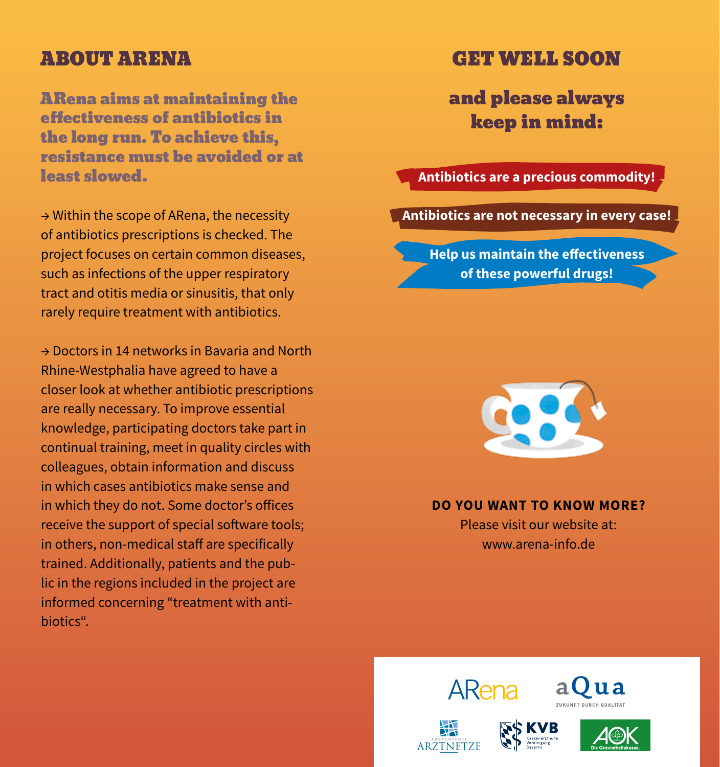## ABOUT ARENA

**ARena aims at maintaining the effectiveness of antibiotics in the long run. To achieve this, resistance must be avoided or at least slowed.**

→ Within the scope of ARena, the necessity of antibiotics prescriptions is checked. The project focuses on certain common diseases, such as infections of the upper respiratory tract and otitis media or sinusitis, that only rarely require treatment with antibiotics.

→ Doctors in 14 networks in Bavaria and North Rhine-Westphalia have agreed to have a closer look at whether antibiotic prescriptions are really necessary. To improve essential knowledge, participating doctors take part in continual training, meet in quality circles with colleagues, obtain information and discuss in which cases antibiotics make sense and in which they do not. Some doctor's offices receive the support of special software tools; in others, non-medical staff are specifically trained. Additionally, patients and the public in the regions included in the project are informed concerning "treatment with antibiotics".

## GET WELL SOON

**and please always keep in mind:**

**Antibiotics are a precious commodity!**

**Antibiotics are not necessary in every case!**

**Help us maintain the effectiveness of these powerful drugs!**

**DO YOU WANT TO KNOW MORE?**

Please visit our website at:
www.arena-info.de

ARena · aQua ZUKUNFT DURCH QUALITÄT · AGENTUR DEUTSCHER ARZTNETZE · KVB Kassenärztliche Vereinigung Bayerns · AOK Die Gesundheitskasse.